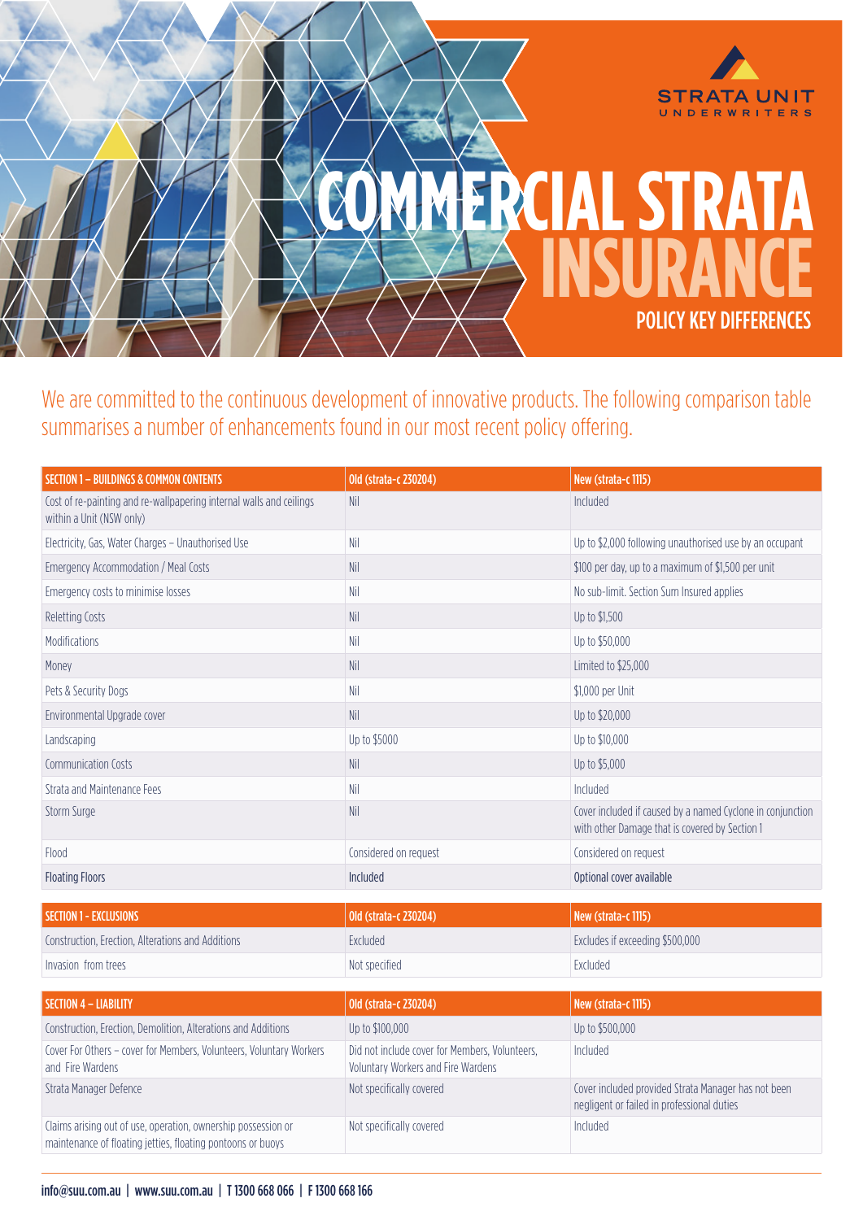STRATA UNIT UNDERWRITERS

# COMMERCIAL STRATA INSURANCE

## POLICY KEY DIFFERENCES

We are committed to the continuous development of innovative products. The following comparison table summarises a number of enhancements found in our most recent policy offering.

| SECTION 1 – BUILDINGS & COMMON CONTENTS | Old (strata-c 230204) | New (strata-c 1115) |
|---|---|---|
| Cost of re-painting and re-wallpapering internal walls and ceilings within a Unit (NSW only) | Nil | Included |
| Electricity, Gas, Water Charges – Unauthorised Use | Nil | Up to $2,000 following unauthorised use by an occupant |
| Emergency Accommodation / Meal Costs | Nil | $100 per day, up to a maximum of $1,500 per unit |
| Emergency costs to minimise losses | Nil | No sub-limit. Section Sum Insured applies |
| Reletting Costs | Nil | Up to $1,500 |
| Modifications | Nil | Up to $50,000 |
| Money | Nil | Limited to $25,000 |
| Pets & Security Dogs | Nil | $1,000 per Unit |
| Environmental Upgrade cover | Nil | Up to $20,000 |
| Landscaping | Up to $5000 | Up to $10,000 |
| Communication Costs | Nil | Up to $5,000 |
| Strata and Maintenance Fees | Nil | Included |
| Storm Surge | Nil | Cover included if caused by a named Cyclone in conjunction with other Damage that is covered by Section 1 |
| Flood | Considered on request | Considered on request |
| Floating Floors | Included | Optional cover available |

| SECTION 1 - EXCLUSIONS | Old (strata-c 230204) | New (strata-c 1115) |
|---|---|---|
| Construction, Erection, Alterations and Additions | Excluded | Excludes if exceeding $500,000 |
| Invasion from trees | Not specified | Excluded |

| SECTION 4 – LIABILITY | Old (strata-c 230204) | New (strata-c 1115) |
|---|---|---|
| Construction, Erection, Demolition, Alterations and Additions | Up to $100,000 | Up to $500,000 |
| Cover For Others – cover for Members, Volunteers, Voluntary Workers and Fire Wardens | Did not include cover for Members, Volunteers, Voluntary Workers and Fire Wardens | Included |
| Strata Manager Defence | Not specifically covered | Cover included provided Strata Manager has not been negligent or failed in professional duties |
| Claims arising out of use, operation, ownership possession or maintenance of floating jetties, floating pontoons or buoys | Not specifically covered | Included |

**info@suu.com.au | www.suu.com.au | T 1300 668 066 | F 1300 668 166**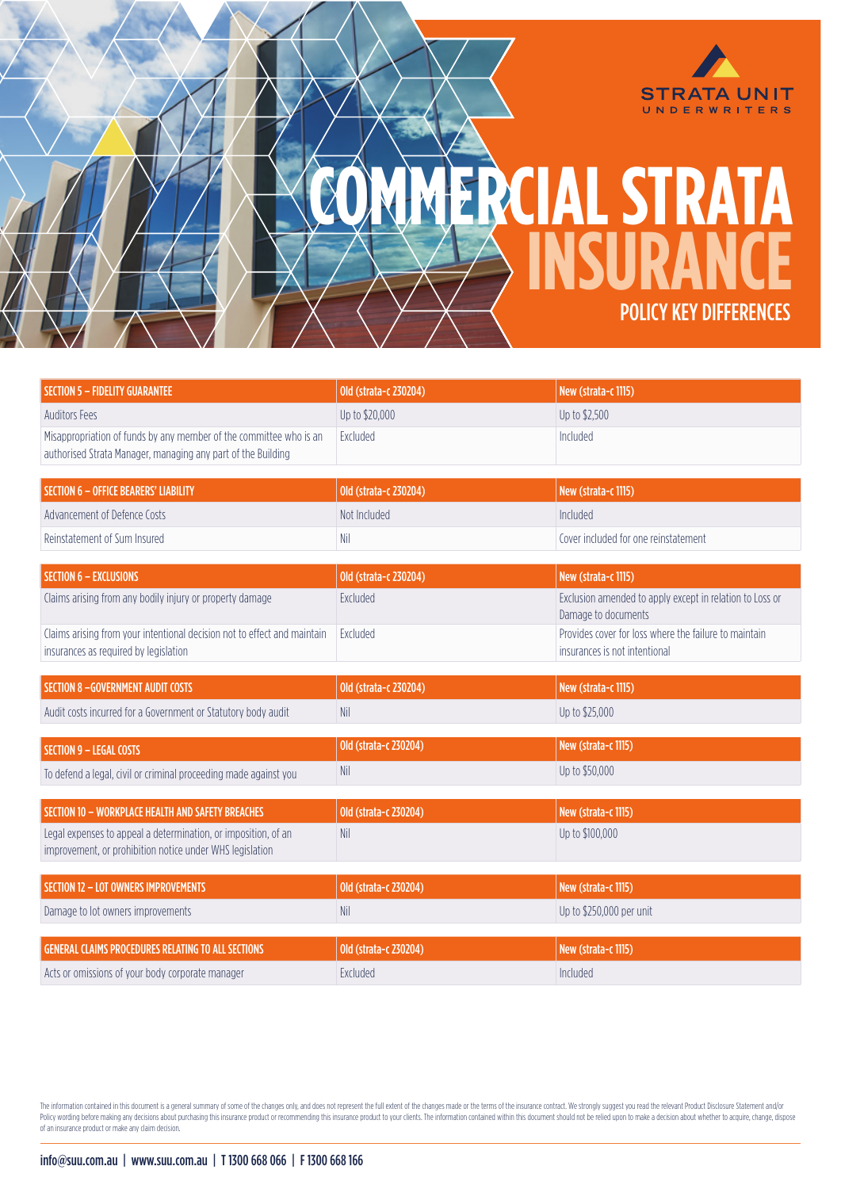STRATA UNIT UNDERWRITERS

# COMMERCIAL STRATA INSURANCE

## POLICY KEY DIFFERENCES

| SECTION 5 – FIDELITY GUARANTEE | Old (strata-c 230204) | New (strata-c 1115) |
| --- | --- | --- |
| Auditors Fees | Up to $20,000 | Up to $2,500 |
| Misappropriation of funds by any member of the committee who is an authorised Strata Manager, managing any part of the Building | Excluded | Included |

| SECTION 6 – OFFICE BEARERS' LIABILITY | Old (strata-c 230204) | New (strata-c 1115) |
| --- | --- | --- |
| Advancement of Defence Costs | Not Included | Included |
| Reinstatement of Sum Insured | Nil | Cover included for one reinstatement |

| SECTION 6 – EXCLUSIONS | Old (strata-c 230204) | New (strata-c 1115) |
| --- | --- | --- |
| Claims arising from any bodily injury or property damage | Excluded | Exclusion amended to apply except in relation to Loss or Damage to documents |
| Claims arising from your intentional decision not to effect and maintain insurances as required by legislation | Excluded | Provides cover for loss where the failure to maintain insurances is not intentional |

| SECTION 8 –GOVERNMENT AUDIT COSTS | Old (strata-c 230204) | New (strata-c 1115) |
| --- | --- | --- |
| Audit costs incurred for a Government or Statutory body audit | Nil | Up to $25,000 |

| SECTION 9 – LEGAL COSTS | Old (strata-c 230204) | New (strata-c 1115) |
| --- | --- | --- |
| To defend a legal, civil or criminal proceeding made against you | Nil | Up to $50,000 |

| SECTION 10 – WORKPLACE HEALTH AND SAFETY BREACHES | Old (strata-c 230204) | New (strata-c 1115) |
| --- | --- | --- |
| Legal expenses to appeal a determination, or imposition, of an improvement, or prohibition notice under WHS legislation | Nil | Up to $100,000 |

| SECTION 12 – LOT OWNERS IMPROVEMENTS | Old (strata-c 230204) | New (strata-c 1115) |
| --- | --- | --- |
| Damage to lot owners improvements | Nil | Up to $250,000 per unit |

| GENERAL CLAIMS PROCEDURES RELATING TO ALL SECTIONS | Old (strata-c 230204) | New (strata-c 1115) |
| --- | --- | --- |
| Acts or omissions of your body corporate manager | Excluded | Included |

The information contained in this document is a general summary of some of the changes only, and does not represent the full extent of the changes made or the terms of the insurance contract. We strongly suggest you read the relevant Product Disclosure Statement and/or Policy wording before making any decisions about purchasing this insurance product or recommending this insurance product to your clients. The information contained within this document should not be relied upon to make a decision about whether to acquire, change, dispose of an insurance product or make any claim decision.

info@suu.com.au | www.suu.com.au | T 1300 668 066 | F 1300 668 166